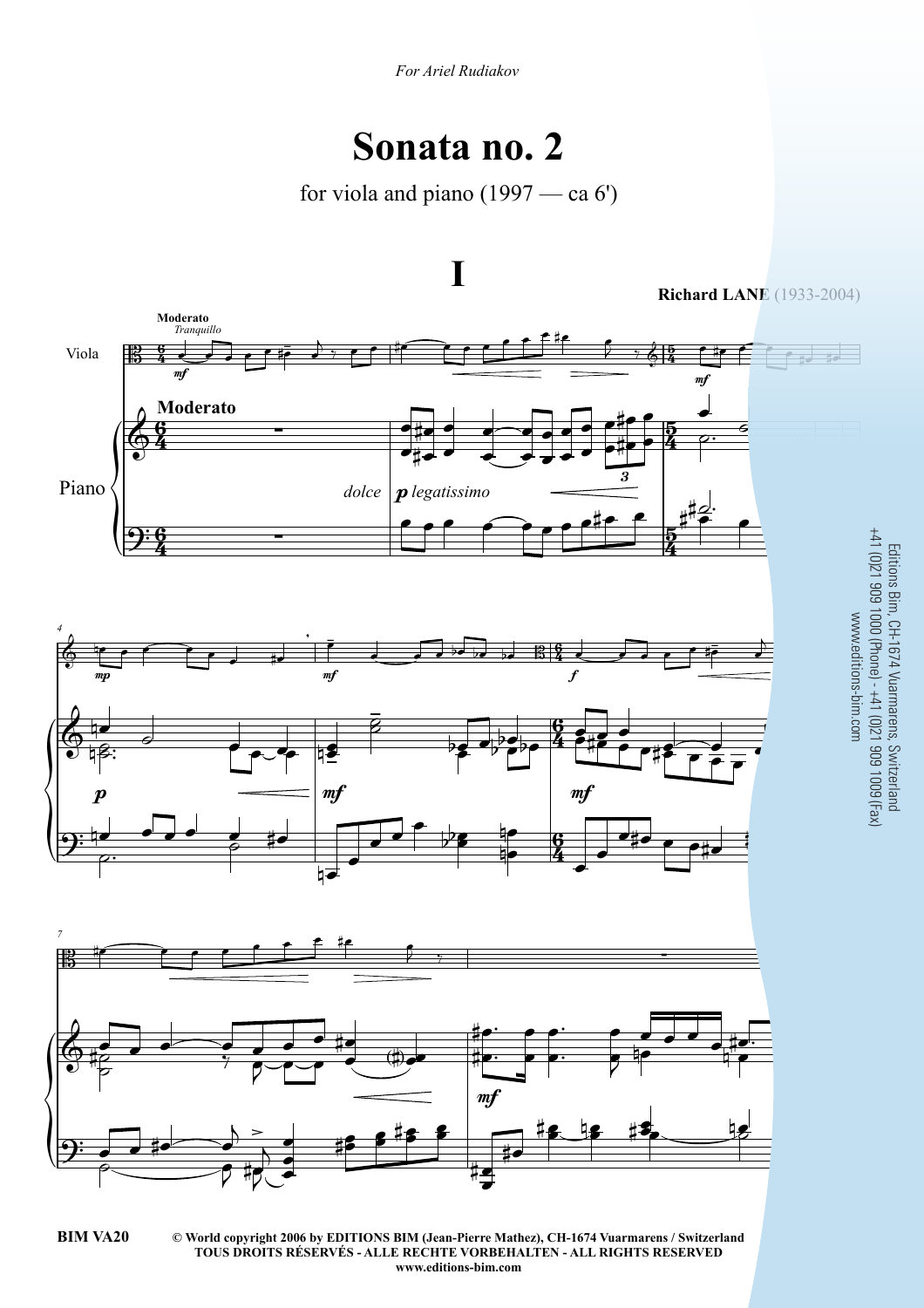*For Ariel Rudiakov*

# Sonata no. 2

for viola and piano (1997 — ca 6')

## I

**Richard LANE** (1933-2004)

**Moderato**
*Tranquillo*

Viola

**Moderato**

Piano

*dolce* ***p*** *legatissimo*

Editions Bim, CH-1674 Vuarmarens, Switzerland
+41 (0)21 909 1000 (Phone) - +41 (0)21 909 1009 (Fax)
www.editions-bim.com

**BIM VA20**

**© World copyright 2006 by EDITIONS BIM (Jean-Pierre Mathez), CH-1674 Vuarmarens / Switzerland**
**TOUS DROITS RÉSERVÉS - ALLE RECHTE VORBEHALTEN - ALL RIGHTS RESERVED**
**www.editions-bim.com**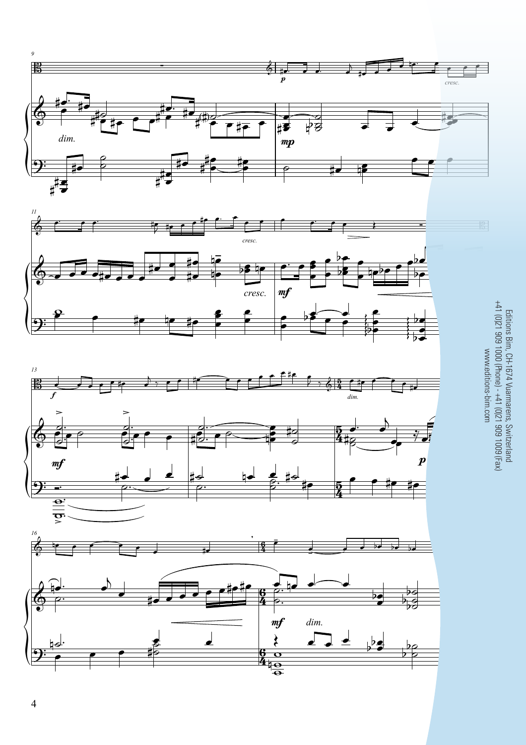Editions Bim, CH-1674 Vuarmarens, Switzerland
+41 (0)21 909 1000 (Phone) - +41 (0)21 909 1009 (Fax)
www.editions-bim.com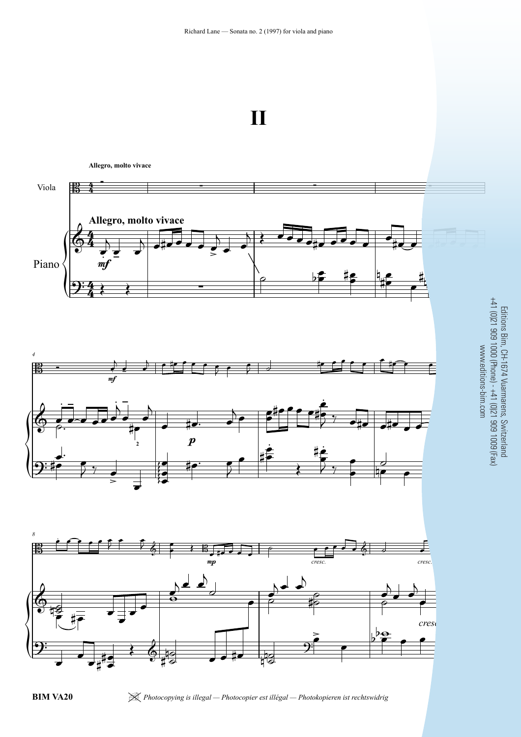# II

**Allegro, molto vivace**

Viola

Piano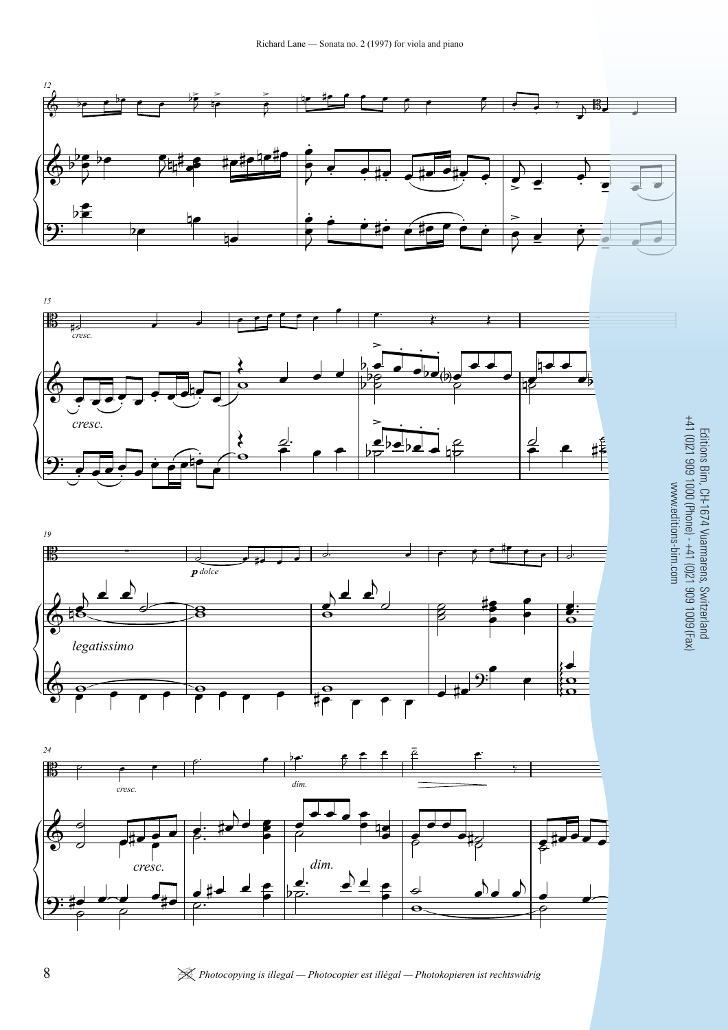Editions Bim, CH-1674 Vuarmarens, Switzerland
+41 (0)21 909 1000 (Phone) - +41 (0)21 909 1009 (Fax)
www.editions-bim.com

*Photocopying is illegal — Photocopier est illégal — Photokopieren ist rechtswidrig*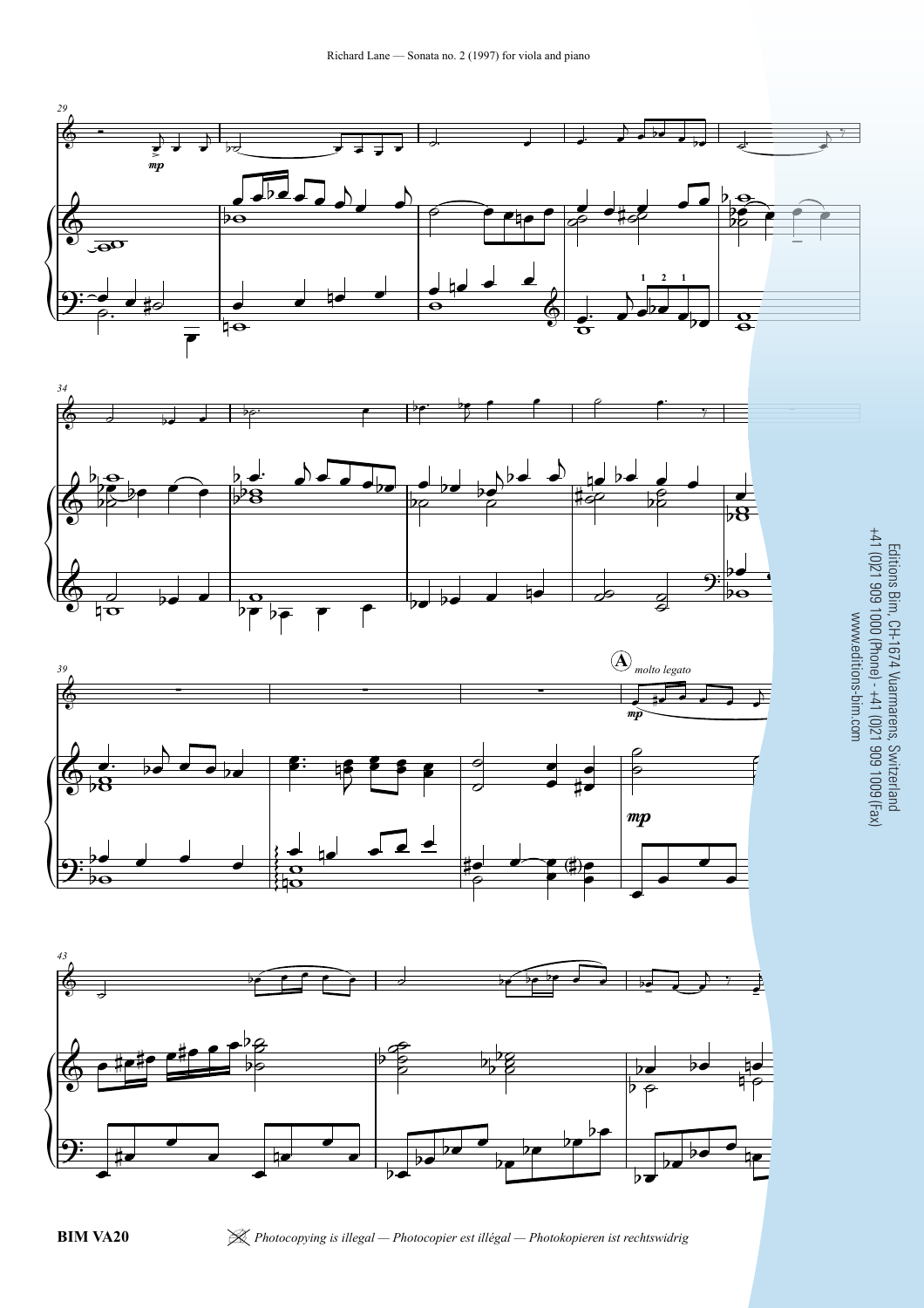Editions Bim, CH-1674 Vuarmarens, Switzerland
+41 (0)21 909 1000 (Phone) - +41 (0)21 909 1009 (Fax)
www.editions-bim.com